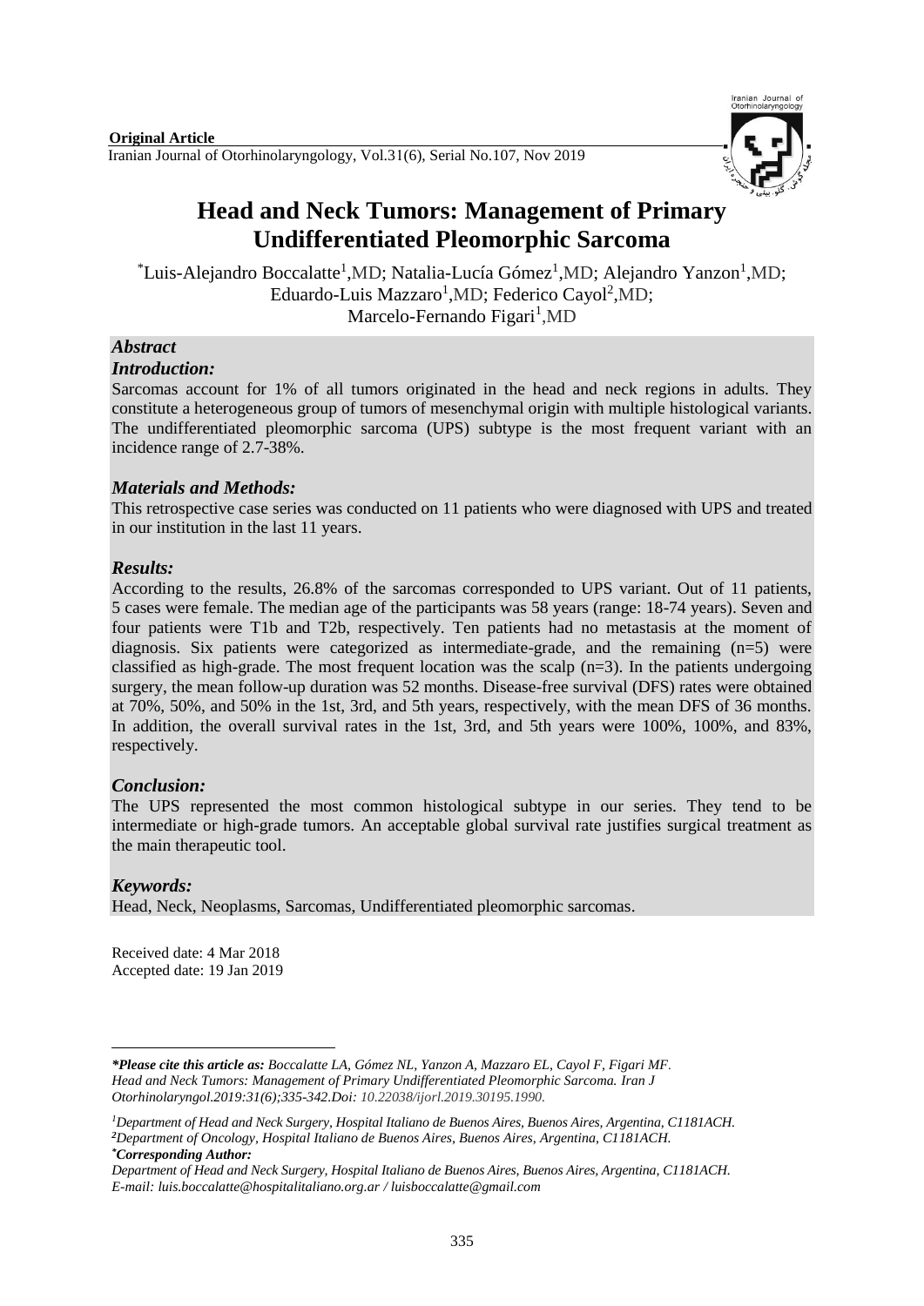**Original Article**

Iranian Journal of Otorhinolaryngology, Vol.31(6), Serial No.107, Nov 2019

# Head and Neck Tumors: Management of Primary Undifferentiated Pleomorphic Sarcoma

*Luis-Alejandro Boccalatte[1],MD; Natalia-Lucía Gómez[1],MD; Alejandro Yanzon[1],MD; Eduardo-Luis Mazzaro[1],MD; Federico Cayol[2],MD; Marcelo-Fernando Figari[1],MD

## *Abstract*

### *Introduction:*

Sarcomas account for 1% of all tumors originated in the head and neck regions in adults. They constitute a heterogeneous group of tumors of mesenchymal origin with multiple histological variants. The undifferentiated pleomorphic sarcoma (UPS) subtype is the most frequent variant with an incidence range of 2.7-38%.

### *Materials and Methods:*

This retrospective case series was conducted on 11 patients who were diagnosed with UPS and treated in our institution in the last 11 years.

### *Results:*

According to the results, 26.8% of the sarcomas corresponded to UPS variant. Out of 11 patients, 5 cases were female. The median age of the participants was 58 years (range: 18-74 years). Seven and four patients were T1b and T2b, respectively. Ten patients had no metastasis at the moment of diagnosis. Six patients were categorized as intermediate-grade, and the remaining (n=5) were classified as high-grade. The most frequent location was the scalp (n=3). In the patients undergoing surgery, the mean follow-up duration was 52 months. Disease-free survival (DFS) rates were obtained at 70%, 50%, and 50% in the 1st, 3rd, and 5th years, respectively, with the mean DFS of 36 months. In addition, the overall survival rates in the 1st, 3rd, and 5th years were 100%, 100%, and 83%, respectively.

### *Conclusion:*

The UPS represented the most common histological subtype in our series. They tend to be intermediate or high-grade tumors. An acceptable global survival rate justifies surgical treatment as the main therapeutic tool.

### *Keywords:*

Head, Neck, Neoplasms, Sarcomas, Undifferentiated pleomorphic sarcomas.

Received date: 4 Mar 2018
Accepted date: 19 Jan 2019

---

***Please cite this article as:** *Boccalatte LA, Gómez NL, Yanzon A, Mazzaro EL, Cayol F, Figari MF. Head and Neck Tumors: Management of Primary Undifferentiated Pleomorphic Sarcoma. Iran J Otorhinolaryngol.2019:31(6);335-342.Doi: 10.22038/ijorl.2019.30195.1990.*

[1]*Department of Head and Neck Surgery, Hospital Italiano de Buenos Aires, Buenos Aires, Argentina, C1181ACH.*
[2]*Department of Oncology, Hospital Italiano de Buenos Aires, Buenos Aires, Argentina, C1181ACH.*
****Corresponding Author:***
*Department of Head and Neck Surgery, Hospital Italiano de Buenos Aires, Buenos Aires, Argentina, C1181ACH.*
*E-mail: luis.boccalatte@hospitalitaliano.org.ar / luisboccalatte@gmail.com*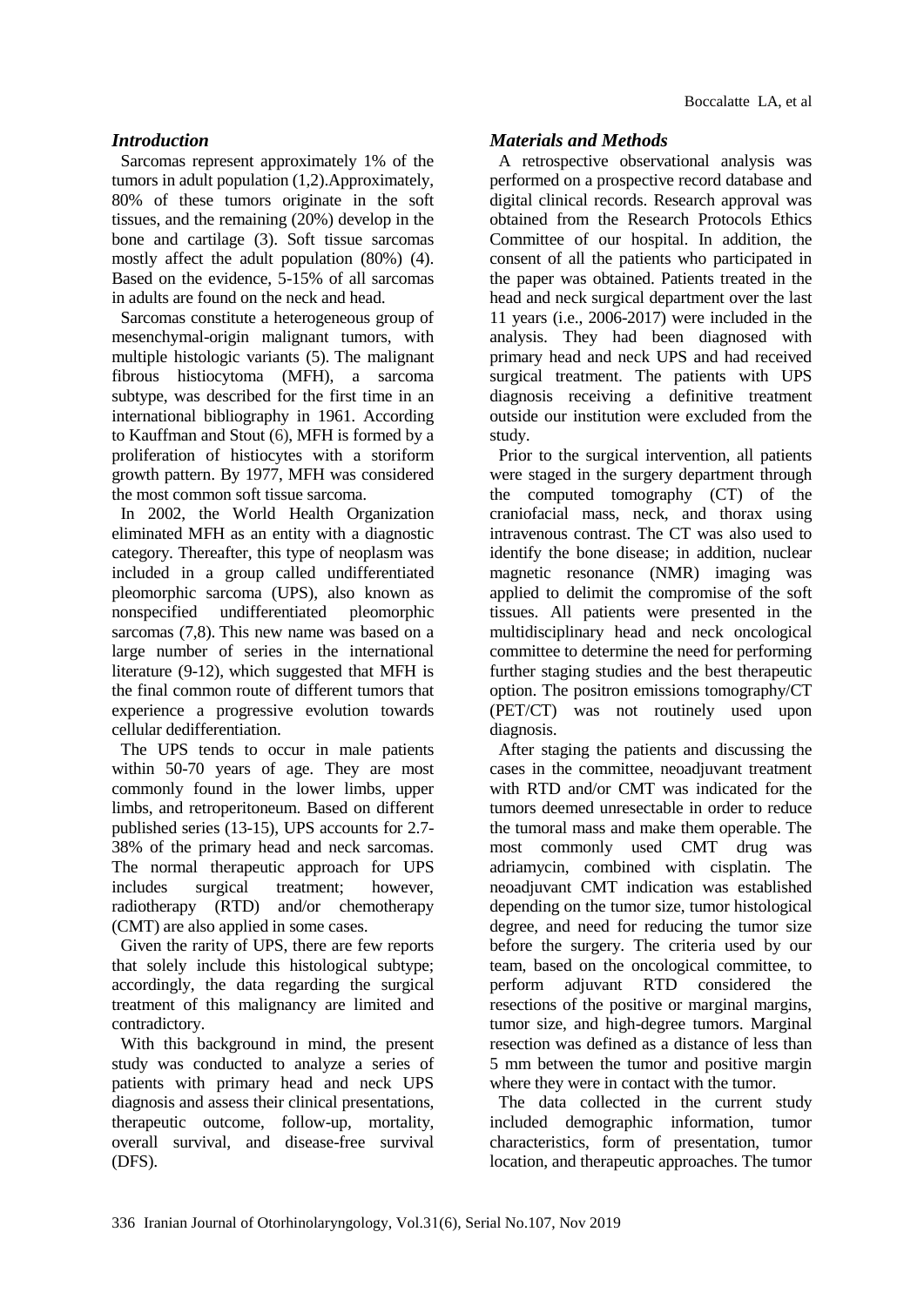## *Introduction*

Sarcomas represent approximately 1% of the tumors in adult population (1,2).Approximately, 80% of these tumors originate in the soft tissues, and the remaining (20%) develop in the bone and cartilage (3). Soft tissue sarcomas mostly affect the adult population (80%) (4). Based on the evidence, 5-15% of all sarcomas in adults are found on the neck and head.

Sarcomas constitute a heterogeneous group of mesenchymal-origin malignant tumors, with multiple histologic variants (5). The malignant fibrous histiocytoma (MFH), a sarcoma subtype, was described for the first time in an international bibliography in 1961. According to Kauffman and Stout (6), MFH is formed by a proliferation of histiocytes with a storiform growth pattern. By 1977, MFH was considered the most common soft tissue sarcoma.

In 2002, the World Health Organization eliminated MFH as an entity with a diagnostic category. Thereafter, this type of neoplasm was included in a group called undifferentiated pleomorphic sarcoma (UPS), also known as nonspecified undifferentiated pleomorphic sarcomas (7,8). This new name was based on a large number of series in the international literature (9-12), which suggested that MFH is the final common route of different tumors that experience a progressive evolution towards cellular dedifferentiation.

The UPS tends to occur in male patients within 50-70 years of age. They are most commonly found in the lower limbs, upper limbs, and retroperitoneum. Based on different published series (13-15), UPS accounts for 2.7-38% of the primary head and neck sarcomas. The normal therapeutic approach for UPS includes surgical treatment; however, radiotherapy (RTD) and/or chemotherapy (CMT) are also applied in some cases.

Given the rarity of UPS, there are few reports that solely include this histological subtype; accordingly, the data regarding the surgical treatment of this malignancy are limited and contradictory.

With this background in mind, the present study was conducted to analyze a series of patients with primary head and neck UPS diagnosis and assess their clinical presentations, therapeutic outcome, follow-up, mortality, overall survival, and disease-free survival (DFS).

## *Materials and Methods*

A retrospective observational analysis was performed on a prospective record database and digital clinical records. Research approval was obtained from the Research Protocols Ethics Committee of our hospital. In addition, the consent of all the patients who participated in the paper was obtained. Patients treated in the head and neck surgical department over the last 11 years (i.e., 2006-2017) were included in the analysis. They had been diagnosed with primary head and neck UPS and had received surgical treatment. The patients with UPS diagnosis receiving a definitive treatment outside our institution were excluded from the study.

Prior to the surgical intervention, all patients were staged in the surgery department through the computed tomography (CT) of the craniofacial mass, neck, and thorax using intravenous contrast. The CT was also used to identify the bone disease; in addition, nuclear magnetic resonance (NMR) imaging was applied to delimit the compromise of the soft tissues. All patients were presented in the multidisciplinary head and neck oncological committee to determine the need for performing further staging studies and the best therapeutic option. The positron emissions tomography/CT (PET/CT) was not routinely used upon diagnosis.

After staging the patients and discussing the cases in the committee, neoadjuvant treatment with RTD and/or CMT was indicated for the tumors deemed unresectable in order to reduce the tumoral mass and make them operable. The most commonly used CMT drug was adriamycin, combined with cisplatin. The neoadjuvant CMT indication was established depending on the tumor size, tumor histological degree, and need for reducing the tumor size before the surgery. The criteria used by our team, based on the oncological committee, to perform adjuvant RTD considered the resections of the positive or marginal margins, tumor size, and high-degree tumors. Marginal resection was defined as a distance of less than 5 mm between the tumor and positive margin where they were in contact with the tumor.

The data collected in the current study included demographic information, tumor characteristics, form of presentation, tumor location, and therapeutic approaches. The tumor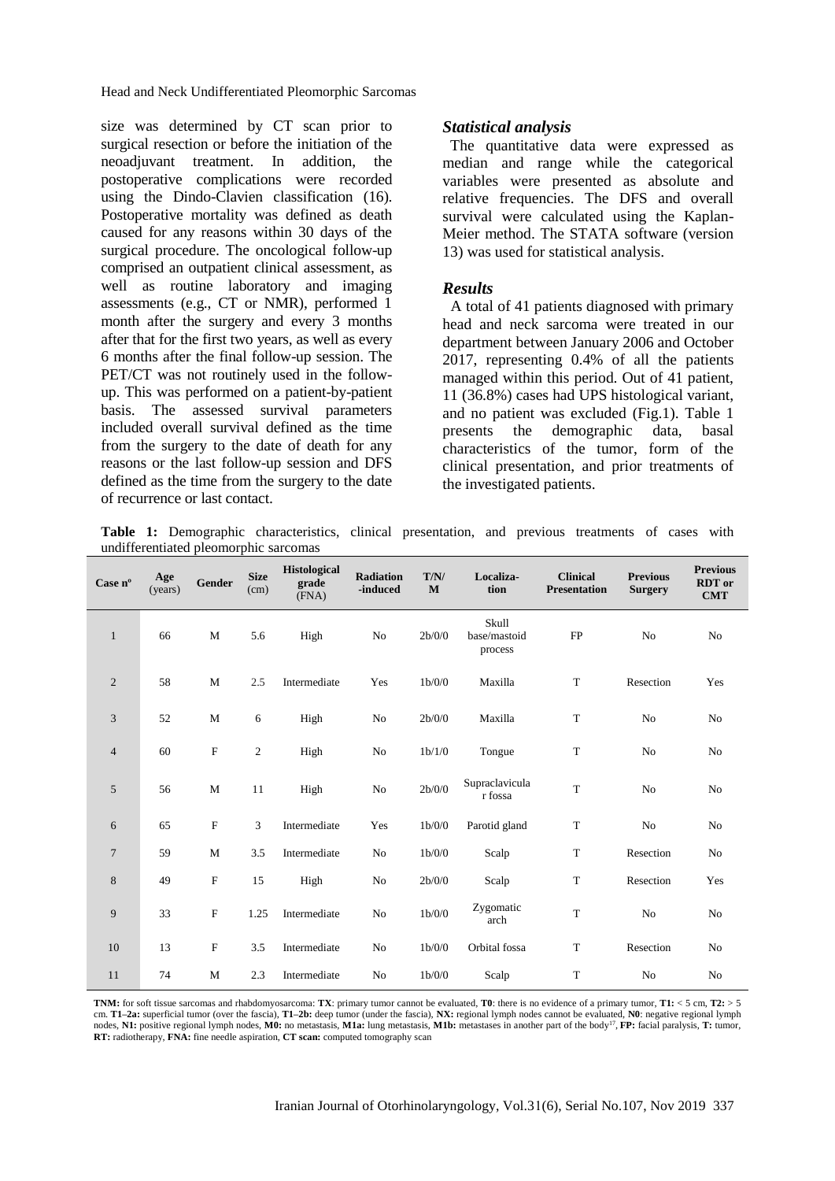size was determined by CT scan prior to surgical resection or before the initiation of the neoadjuvant treatment. In addition, the postoperative complications were recorded using the Dindo-Clavien classification (16). Postoperative mortality was defined as death caused for any reasons within 30 days of the surgical procedure. The oncological follow-up comprised an outpatient clinical assessment, as well as routine laboratory and imaging assessments (e.g., CT or NMR), performed 1 month after the surgery and every 3 months after that for the first two years, as well as every 6 months after the final follow-up session. The PET/CT was not routinely used in the follow-up. This was performed on a patient-by-patient basis. The assessed survival parameters included overall survival defined as the time from the surgery to the date of death for any reasons or the last follow-up session and DFS defined as the time from the surgery to the date of recurrence or last contact.

### *Statistical analysis*

The quantitative data were expressed as median and range while the categorical variables were presented as absolute and relative frequencies. The DFS and overall survival were calculated using the Kaplan-Meier method. The STATA software (version 13) was used for statistical analysis.

### *Results*

A total of 41 patients diagnosed with primary head and neck sarcoma were treated in our department between January 2006 and October 2017, representing 0.4% of all the patients managed within this period. Out of 41 patient, 11 (36.8%) cases had UPS histological variant, and no patient was excluded (Fig.1). Table 1 presents the demographic data, basal characteristics of the tumor, form of the clinical presentation, and prior treatments of the investigated patients.

**Table 1:** Demographic characteristics, clinical presentation, and previous treatments of cases with undifferentiated pleomorphic sarcomas

| Case nº | Age (years) | Gender | Size (cm) | Histological grade (FNA) | Radiation -induced | T/N/M | Localization | Clinical Presentation | Previous Surgery | Previous RDT or CMT |
|---|---|---|---|---|---|---|---|---|---|---|
| 1 | 66 | M | 5.6 | High | No | 2b/0/0 | Skull base/mastoid process | FP | No | No |
| 2 | 58 | M | 2.5 | Intermediate | Yes | 1b/0/0 | Maxilla | T | Resection | Yes |
| 3 | 52 | M | 6 | High | No | 2b/0/0 | Maxilla | T | No | No |
| 4 | 60 | F | 2 | High | No | 1b/1/0 | Tongue | T | No | No |
| 5 | 56 | M | 11 | High | No | 2b/0/0 | Supraclavicular fossa | T | No | No |
| 6 | 65 | F | 3 | Intermediate | Yes | 1b/0/0 | Parotid gland | T | No | No |
| 7 | 59 | M | 3.5 | Intermediate | No | 1b/0/0 | Scalp | T | Resection | No |
| 8 | 49 | F | 15 | High | No | 2b/0/0 | Scalp | T | Resection | Yes |
| 9 | 33 | F | 1.25 | Intermediate | No | 1b/0/0 | Zygomatic arch | T | No | No |
| 10 | 13 | F | 3.5 | Intermediate | No | 1b/0/0 | Orbital fossa | T | Resection | No |
| 11 | 74 | M | 2.3 | Intermediate | No | 1b/0/0 | Scalp | T | No | No |

**TNM:** for soft tissue sarcomas and rhabdomyosarcoma: **TX**: primary tumor cannot be evaluated, **T0**: there is no evidence of a primary tumor, **T1:** < 5 cm, **T2:** > 5 cm. **T1–2a:** superficial tumor (over the fascia), **T1–2b:** deep tumor (under the fascia), **NX:** regional lymph nodes cannot be evaluated, **N0**: negative regional lymph nodes, **N1:** positive regional lymph nodes, **M0:** no metastasis, **M1a:** lung metastasis, **M1b:** metastases in another part of the body[17], **FP:** facial paralysis, **T:** tumor, **RT:** radiotherapy, **FNA:** fine needle aspiration, **CT scan:** computed tomography scan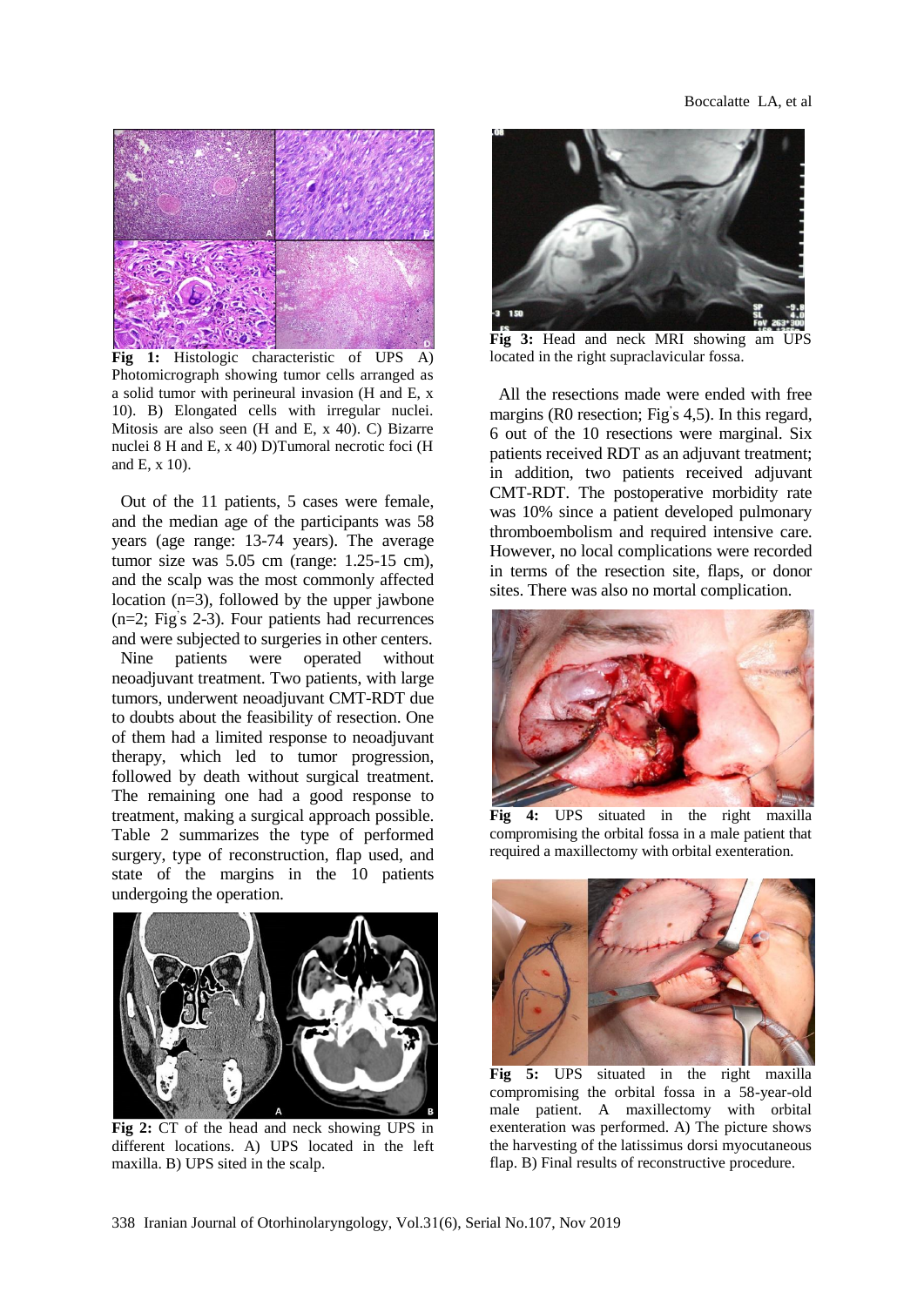**Fig 1:** Histologic characteristic of UPS A) Photomicrograph showing tumor cells arranged as a solid tumor with perineural invasion (H and E, x 10). B) Elongated cells with irregular nuclei. Mitosis are also seen (H and E, x 40). C) Bizarre nuclei 8 H and E, x 40) D)Tumoral necrotic foci (H and E, x 10).

Out of the 11 patients, 5 cases were female, and the median age of the participants was 58 years (age range: 13-74 years). The average tumor size was 5.05 cm (range: 1.25-15 cm), and the scalp was the most commonly affected location (n=3), followed by the upper jawbone (n=2; Fig's 2-3). Four patients had recurrences and were subjected to surgeries in other centers.

Nine patients were operated without neoadjuvant treatment. Two patients, with large tumors, underwent neoadjuvant CMT-RDT due to doubts about the feasibility of resection. One of them had a limited response to neoadjuvant therapy, which led to tumor progression, followed by death without surgical treatment. The remaining one had a good response to treatment, making a surgical approach possible. Table 2 summarizes the type of performed surgery, type of reconstruction, flap used, and state of the margins in the 10 patients undergoing the operation.

**Fig 2:** CT of the head and neck showing UPS in different locations. A) UPS located in the left maxilla. B) UPS sited in the scalp.

**Fig 3:** Head and neck MRI showing am UPS located in the right supraclavicular fossa.

All the resections made were ended with free margins (R0 resection; Fig's 4,5). In this regard, 6 out of the 10 resections were marginal. Six patients received RDT as an adjuvant treatment; in addition, two patients received adjuvant CMT-RDT. The postoperative morbidity rate was 10% since a patient developed pulmonary thromboembolism and required intensive care. However, no local complications were recorded in terms of the resection site, flaps, or donor sites. There was also no mortal complication.

**Fig 4:** UPS situated in the right maxilla compromising the orbital fossa in a male patient that required a maxillectomy with orbital exenteration.

**Fig 5:** UPS situated in the right maxilla compromising the orbital fossa in a 58-year-old male patient. A maxillectomy with orbital exenteration was performed. A) The picture shows the harvesting of the latissimus dorsi myocutaneous flap. B) Final results of reconstructive procedure.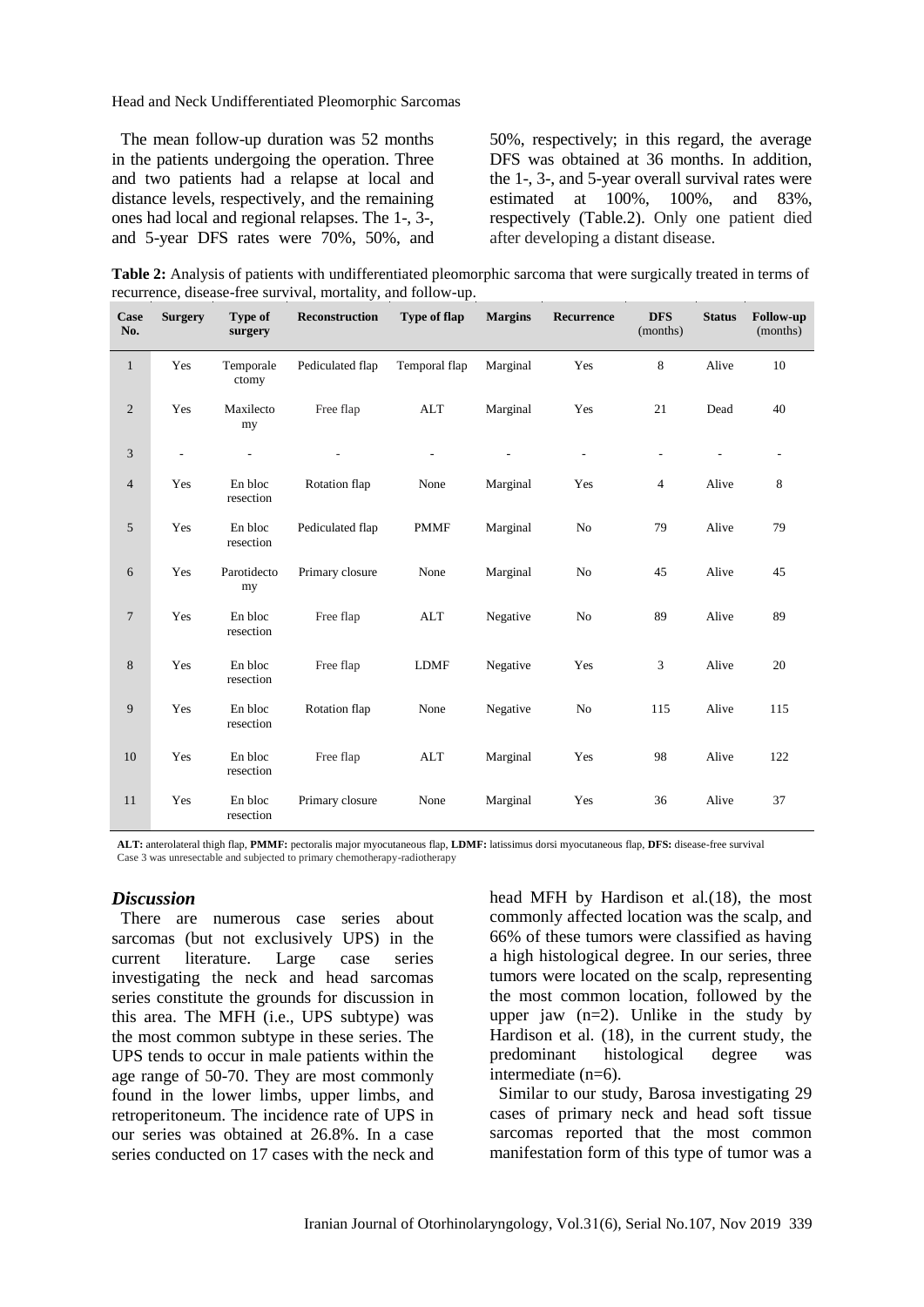The mean follow-up duration was 52 months in the patients undergoing the operation. Three and two patients had a relapse at local and distance levels, respectively, and the remaining ones had local and regional relapses. The 1-, 3-, and 5-year DFS rates were 70%, 50%, and 50%, respectively; in this regard, the average DFS was obtained at 36 months. In addition, the 1-, 3-, and 5-year overall survival rates were estimated at 100%, 100%, and 83%, respectively (Table.2). Only one patient died after developing a distant disease.

**Table 2:** Analysis of patients with undifferentiated pleomorphic sarcoma that were surgically treated in terms of recurrence, disease-free survival, mortality, and follow-up.

| Case No. | Surgery | Type of surgery | Reconstruction | Type of flap | Margins | Recurrence | DFS (months) | Status | Follow-up (months) |
|---|---|---|---|---|---|---|---|---|---|
| 1 | Yes | Temporalectomy | Pediculated flap | Temporal flap | Marginal | Yes | 8 | Alive | 10 |
| 2 | Yes | Maxilectomy | Free flap | ALT | Marginal | Yes | 21 | Dead | 40 |
| 3 | - | - | - | - | - | - | - | - | - |
| 4 | Yes | En bloc resection | Rotation flap | None | Marginal | Yes | 4 | Alive | 8 |
| 5 | Yes | En bloc resection | Pediculated flap | PMMF | Marginal | No | 79 | Alive | 79 |
| 6 | Yes | Parotidectomy | Primary closure | None | Marginal | No | 45 | Alive | 45 |
| 7 | Yes | En bloc resection | Free flap | ALT | Negative | No | 89 | Alive | 89 |
| 8 | Yes | En bloc resection | Free flap | LDMF | Negative | Yes | 3 | Alive | 20 |
| 9 | Yes | En bloc resection | Rotation flap | None | Negative | No | 115 | Alive | 115 |
| 10 | Yes | En bloc resection | Free flap | ALT | Marginal | Yes | 98 | Alive | 122 |
| 11 | Yes | En bloc resection | Primary closure | None | Marginal | Yes | 36 | Alive | 37 |

**ALT:** anterolateral thigh flap, **PMMF:** pectoralis major myocutaneous flap, **LDMF:** latissimus dorsi myocutaneous flap, **DFS:** disease-free survival
Case 3 was unresectable and subjected to primary chemotherapy-radiotherapy

## *Discussion*

There are numerous case series about sarcomas (but not exclusively UPS) in the current literature. Large case series investigating the neck and head sarcomas series constitute the grounds for discussion in this area. The MFH (i.e., UPS subtype) was the most common subtype in these series. The UPS tends to occur in male patients within the age range of 50-70. They are most commonly found in the lower limbs, upper limbs, and retroperitoneum. The incidence rate of UPS in our series was obtained at 26.8%. In a case series conducted on 17 cases with the neck and head MFH by Hardison et al.(18), the most commonly affected location was the scalp, and 66% of these tumors were classified as having a high histological degree. In our series, three tumors were located on the scalp, representing the most common location, followed by the upper jaw (n=2). Unlike in the study by Hardison et al. (18), in the current study, the predominant histological degree was intermediate (n=6).

Similar to our study, Barosa investigating 29 cases of primary neck and head soft tissue sarcomas reported that the most common manifestation form of this type of tumor was a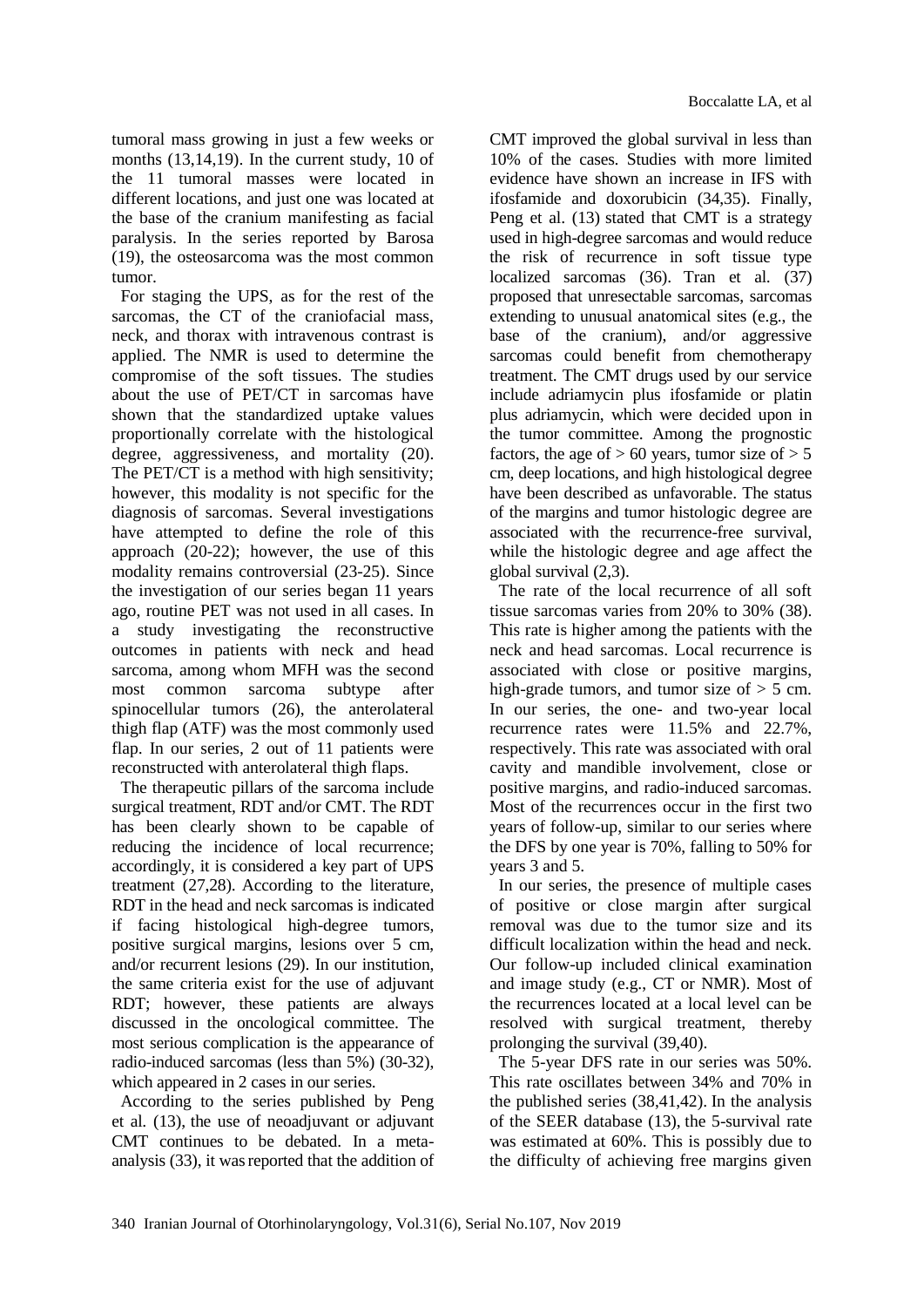tumoral mass growing in just a few weeks or months (13,14,19). In the current study, 10 of the 11 tumoral masses were located in different locations, and just one was located at the base of the cranium manifesting as facial paralysis. In the series reported by Barosa (19), the osteosarcoma was the most common tumor.

For staging the UPS, as for the rest of the sarcomas, the CT of the craniofacial mass, neck, and thorax with intravenous contrast is applied. The NMR is used to determine the compromise of the soft tissues. The studies about the use of PET/CT in sarcomas have shown that the standardized uptake values proportionally correlate with the histological degree, aggressiveness, and mortality (20). The PET/CT is a method with high sensitivity; however, this modality is not specific for the diagnosis of sarcomas. Several investigations have attempted to define the role of this approach (20-22); however, the use of this modality remains controversial (23-25). Since the investigation of our series began 11 years ago, routine PET was not used in all cases. In a study investigating the reconstructive outcomes in patients with neck and head sarcoma, among whom MFH was the second most common sarcoma subtype after spinocellular tumors (26), the anterolateral thigh flap (ATF) was the most commonly used flap. In our series, 2 out of 11 patients were reconstructed with anterolateral thigh flaps.

The therapeutic pillars of the sarcoma include surgical treatment, RDT and/or CMT. The RDT has been clearly shown to be capable of reducing the incidence of local recurrence; accordingly, it is considered a key part of UPS treatment (27,28). According to the literature, RDT in the head and neck sarcomas is indicated if facing histological high-degree tumors, positive surgical margins, lesions over 5 cm, and/or recurrent lesions (29). In our institution, the same criteria exist for the use of adjuvant RDT; however, these patients are always discussed in the oncological committee. The most serious complication is the appearance of radio-induced sarcomas (less than 5%) (30-32), which appeared in 2 cases in our series.

According to the series published by Peng et al. (13), the use of neoadjuvant or adjuvant CMT continues to be debated. In a meta-analysis (33), it was reported that the addition of CMT improved the global survival in less than 10% of the cases. Studies with more limited evidence have shown an increase in IFS with ifosfamide and doxorubicin (34,35). Finally, Peng et al. (13) stated that CMT is a strategy used in high-degree sarcomas and would reduce the risk of recurrence in soft tissue type localized sarcomas (36). Tran et al. (37) proposed that unresectable sarcomas, sarcomas extending to unusual anatomical sites (e.g., the base of the cranium), and/or aggressive sarcomas could benefit from chemotherapy treatment. The CMT drugs used by our service include adriamycin plus ifosfamide or platin plus adriamycin, which were decided upon in the tumor committee. Among the prognostic factors, the age of > 60 years, tumor size of > 5 cm, deep locations, and high histological degree have been described as unfavorable. The status of the margins and tumor histologic degree are associated with the recurrence-free survival, while the histologic degree and age affect the global survival (2,3).

The rate of the local recurrence of all soft tissue sarcomas varies from 20% to 30% (38). This rate is higher among the patients with the neck and head sarcomas. Local recurrence is associated with close or positive margins, high-grade tumors, and tumor size of > 5 cm. In our series, the one- and two-year local recurrence rates were 11.5% and 22.7%, respectively. This rate was associated with oral cavity and mandible involvement, close or positive margins, and radio-induced sarcomas. Most of the recurrences occur in the first two years of follow-up, similar to our series where the DFS by one year is 70%, falling to 50% for years 3 and 5.

In our series, the presence of multiple cases of positive or close margin after surgical removal was due to the tumor size and its difficult localization within the head and neck. Our follow-up included clinical examination and image study (e.g., CT or NMR). Most of the recurrences located at a local level can be resolved with surgical treatment, thereby prolonging the survival (39,40).

The 5-year DFS rate in our series was 50%. This rate oscillates between 34% and 70% in the published series (38,41,42). In the analysis of the SEER database (13), the 5-survival rate was estimated at 60%. This is possibly due to the difficulty of achieving free margins given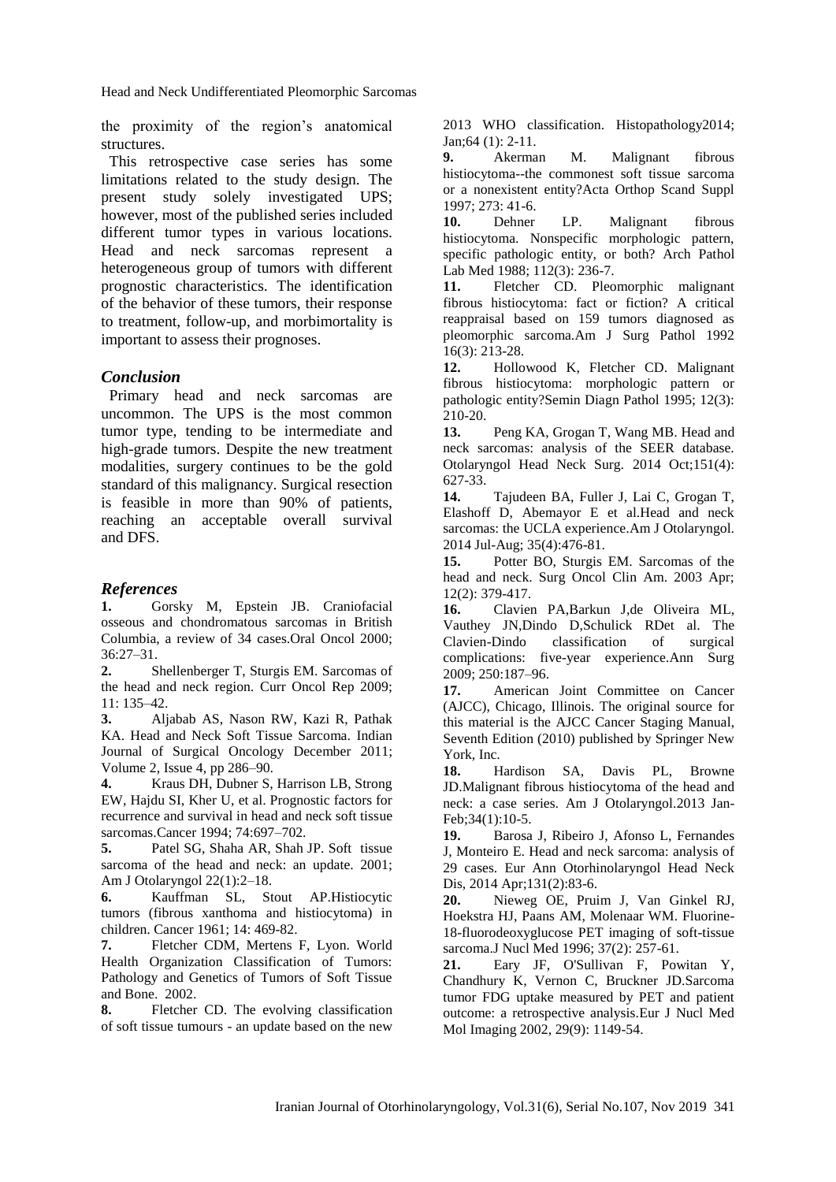the proximity of the region's anatomical structures.

This retrospective case series has some limitations related to the study design. The present study solely investigated UPS; however, most of the published series included different tumor types in various locations. Head and neck sarcomas represent a heterogeneous group of tumors with different prognostic characteristics. The identification of the behavior of these tumors, their response to treatment, follow-up, and morbimortality is important to assess their prognoses.

## *Conclusion*

Primary head and neck sarcomas are uncommon. The UPS is the most common tumor type, tending to be intermediate and high-grade tumors. Despite the new treatment modalities, surgery continues to be the gold standard of this malignancy. Surgical resection is feasible in more than 90% of patients, reaching an acceptable overall survival and DFS.

## *References*

**1.** Gorsky M, Epstein JB. Craniofacial osseous and chondromatous sarcomas in British Columbia, a review of 34 cases.Oral Oncol 2000; 36:27–31.

**2.** Shellenberger T, Sturgis EM. Sarcomas of the head and neck region. Curr Oncol Rep 2009; 11: 135–42.

**3.** Aljabab AS, Nason RW, Kazi R, Pathak KA. Head and Neck Soft Tissue Sarcoma. Indian Journal of Surgical Oncology December 2011; Volume 2, Issue 4, pp 286–90.

**4.** Kraus DH, Dubner S, Harrison LB, Strong EW, Hajdu SI, Kher U, et al. Prognostic factors for recurrence and survival in head and neck soft tissue sarcomas.Cancer 1994; 74:697–702.

**5.** Patel SG, Shaha AR, Shah JP. Soft tissue sarcoma of the head and neck: an update. 2001; Am J Otolaryngol 22(1):2–18.

**6.** Kauffman SL, Stout AP.Histiocytic tumors (fibrous xanthoma and histiocytoma) in children. Cancer 1961; 14: 469-82.

**7.** Fletcher CDM, Mertens F, Lyon. World Health Organization Classification of Tumors: Pathology and Genetics of Tumors of Soft Tissue and Bone. 2002.

**8.** Fletcher CD. The evolving classification of soft tissue tumours - an update based on the new 2013 WHO classification. Histopathology2014; Jan;64 (1): 2-11.

**9.** Akerman M. Malignant fibrous histiocytoma--the commonest soft tissue sarcoma or a nonexistent entity?Acta Orthop Scand Suppl 1997; 273: 41-6.

**10.** Dehner LP. Malignant fibrous histiocytoma. Nonspecific morphologic pattern, specific pathologic entity, or both? Arch Pathol Lab Med 1988; 112(3): 236-7.

**11.** Fletcher CD. Pleomorphic malignant fibrous histiocytoma: fact or fiction? A critical reappraisal based on 159 tumors diagnosed as pleomorphic sarcoma.Am J Surg Pathol 1992 16(3): 213-28.

**12.** Hollowood K, Fletcher CD. Malignant fibrous histiocytoma: morphologic pattern or pathologic entity?Semin Diagn Pathol 1995; 12(3): 210-20.

**13.** Peng KA, Grogan T, Wang MB. Head and neck sarcomas: analysis of the SEER database. Otolaryngol Head Neck Surg. 2014 Oct;151(4): 627-33.

**14.** Tajudeen BA, Fuller J, Lai C, Grogan T, Elashoff D, Abemayor E et al.Head and neck sarcomas: the UCLA experience.Am J Otolaryngol. 2014 Jul-Aug; 35(4):476-81.

**15.** Potter BO, Sturgis EM. Sarcomas of the head and neck. Surg Oncol Clin Am. 2003 Apr; 12(2): 379-417.

**16.** Clavien PA,Barkun J,de Oliveira ML, Vauthey JN,Dindo D,Schulick RDet al. The Clavien-Dindo classification of surgical complications: five-year experience.Ann Surg 2009; 250:187–96.

**17.** American Joint Committee on Cancer (AJCC), Chicago, Illinois. The original source for this material is the AJCC Cancer Staging Manual, Seventh Edition (2010) published by Springer New York, Inc.

**18.** Hardison SA, Davis PL, Browne JD.Malignant fibrous histiocytoma of the head and neck: a case series. Am J Otolaryngol.2013 Jan-Feb;34(1):10-5.

**19.** Barosa J, Ribeiro J, Afonso L, Fernandes J, Monteiro E. Head and neck sarcoma: analysis of 29 cases. Eur Ann Otorhinolaryngol Head Neck Dis, 2014 Apr;131(2):83-6.

**20.** Nieweg OE, Pruim J, Van Ginkel RJ, Hoekstra HJ, Paans AM, Molenaar WM. Fluorine-18-fluorodeoxyglucose PET imaging of soft-tissue sarcoma.J Nucl Med 1996; 37(2): 257-61.

**21.** Eary JF, O'Sullivan F, Powitan Y, Chandhury K, Vernon C, Bruckner JD.Sarcoma tumor FDG uptake measured by PET and patient outcome: a retrospective analysis.Eur J Nucl Med Mol Imaging 2002, 29(9): 1149-54.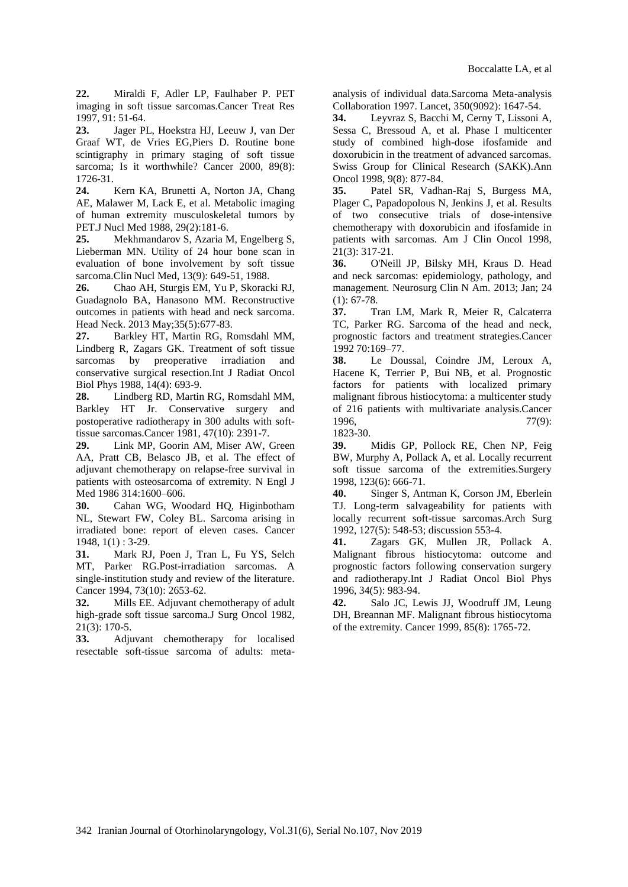**22.** Miraldi F, Adler LP, Faulhaber P. PET imaging in soft tissue sarcomas.Cancer Treat Res 1997, 91: 51-64.

**23.** Jager PL, Hoekstra HJ, Leeuw J, van Der Graaf WT, de Vries EG,Piers D. Routine bone scintigraphy in primary staging of soft tissue sarcoma; Is it worthwhile? Cancer 2000, 89(8): 1726-31.

**24.** Kern KA, Brunetti A, Norton JA, Chang AE, Malawer M, Lack E, et al. Metabolic imaging of human extremity musculoskeletal tumors by PET.J Nucl Med 1988, 29(2):181-6.

**25.** Mekhmandarov S, Azaria M, Engelberg S, Lieberman MN. Utility of 24 hour bone scan in evaluation of bone involvement by soft tissue sarcoma.Clin Nucl Med, 13(9): 649-51, 1988.

**26.** Chao AH, Sturgis EM, Yu P, Skoracki RJ, Guadagnolo BA, Hanasono MM. Reconstructive outcomes in patients with head and neck sarcoma. Head Neck. 2013 May;35(5):677-83.

**27.** Barkley HT, Martin RG, Romsdahl MM, Lindberg R, Zagars GK. Treatment of soft tissue sarcomas by preoperative irradiation and conservative surgical resection.Int J Radiat Oncol Biol Phys 1988, 14(4): 693-9.

**28.** Lindberg RD, Martin RG, Romsdahl MM, Barkley HT Jr. Conservative surgery and postoperative radiotherapy in 300 adults with soft-tissue sarcomas.Cancer 1981, 47(10): 2391-7.

**29.** Link MP, Goorin AM, Miser AW, Green AA, Pratt CB, Belasco JB, et al. The effect of adjuvant chemotherapy on relapse-free survival in patients with osteosarcoma of extremity. N Engl J Med 1986 314:1600–606.

**30.** Cahan WG, Woodard HQ, Higinbotham NL, Stewart FW, Coley BL. Sarcoma arising in irradiated bone: report of eleven cases. Cancer 1948, 1(1) : 3-29.

**31.** Mark RJ, Poen J, Tran L, Fu YS, Selch MT, Parker RG.Post-irradiation sarcomas. A single-institution study and review of the literature. Cancer 1994, 73(10): 2653-62.

**32.** Mills EE. Adjuvant chemotherapy of adult high-grade soft tissue sarcoma.J Surg Oncol 1982, 21(3): 170-5.

**33.** Adjuvant chemotherapy for localised resectable soft-tissue sarcoma of adults: meta-analysis of individual data.Sarcoma Meta-analysis Collaboration 1997. Lancet, 350(9092): 1647-54.

**34.** Leyvraz S, Bacchi M, Cerny T, Lissoni A, Sessa C, Bressoud A, et al. Phase I multicenter study of combined high-dose ifosfamide and doxorubicin in the treatment of advanced sarcomas. Swiss Group for Clinical Research (SAKK).Ann Oncol 1998, 9(8): 877-84.

**35.** Patel SR, Vadhan-Raj S, Burgess MA, Plager C, Papadopolous N, Jenkins J, et al. Results of two consecutive trials of dose-intensive chemotherapy with doxorubicin and ifosfamide in patients with sarcomas. Am J Clin Oncol 1998, 21(3): 317-21.

**36.** O'Neill JP, Bilsky MH, Kraus D. Head and neck sarcomas: epidemiology, pathology, and management. Neurosurg Clin N Am. 2013; Jan; 24 (1): 67-78.

**37.** Tran LM, Mark R, Meier R, Calcaterra TC, Parker RG. Sarcoma of the head and neck, prognostic factors and treatment strategies.Cancer 1992 70:169–77.

**38.** Le Doussal, Coindre JM, Leroux A, Hacene K, Terrier P, Bui NB, et al. Prognostic factors for patients with localized primary malignant fibrous histiocytoma: a multicenter study of 216 patients with multivariate analysis.Cancer 1996, 77(9): 1823-30.

**39.** Midis GP, Pollock RE, Chen NP, Feig BW, Murphy A, Pollack A, et al. Locally recurrent soft tissue sarcoma of the extremities.Surgery 1998, 123(6): 666-71.

**40.** Singer S, Antman K, Corson JM, Eberlein TJ. Long-term salvageability for patients with locally recurrent soft-tissue sarcomas.Arch Surg 1992, 127(5): 548-53; discussion 553-4.

**41.** Zagars GK, Mullen JR, Pollack A. Malignant fibrous histiocytoma: outcome and prognostic factors following conservation surgery and radiotherapy.Int J Radiat Oncol Biol Phys 1996, 34(5): 983-94.

**42.** Salo JC, Lewis JJ, Woodruff JM, Leung DH, Breannan MF. Malignant fibrous histiocytoma of the extremity. Cancer 1999, 85(8): 1765-72.